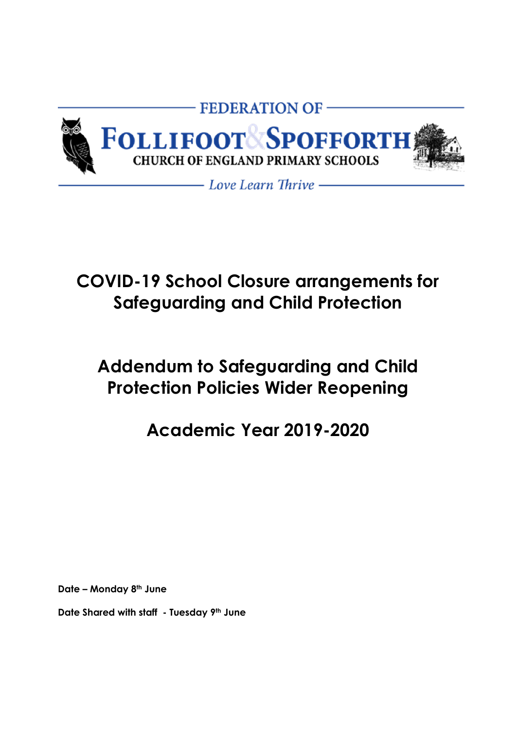FEDERATION OF

FOLLIFOOT & SPOFFORTH

CHURCH OF ENGLAND PRIMARY SCHOOLS

*Love Learn Thrive*

# COVID-19 School Closure arrangements for Safeguarding and Child Protection

# Addendum to Safeguarding and Child Protection Policies Wider Reopening

# Academic Year 2019-2020

**Date – Monday 8th June**

**Date Shared with staff - Tuesday 9th June**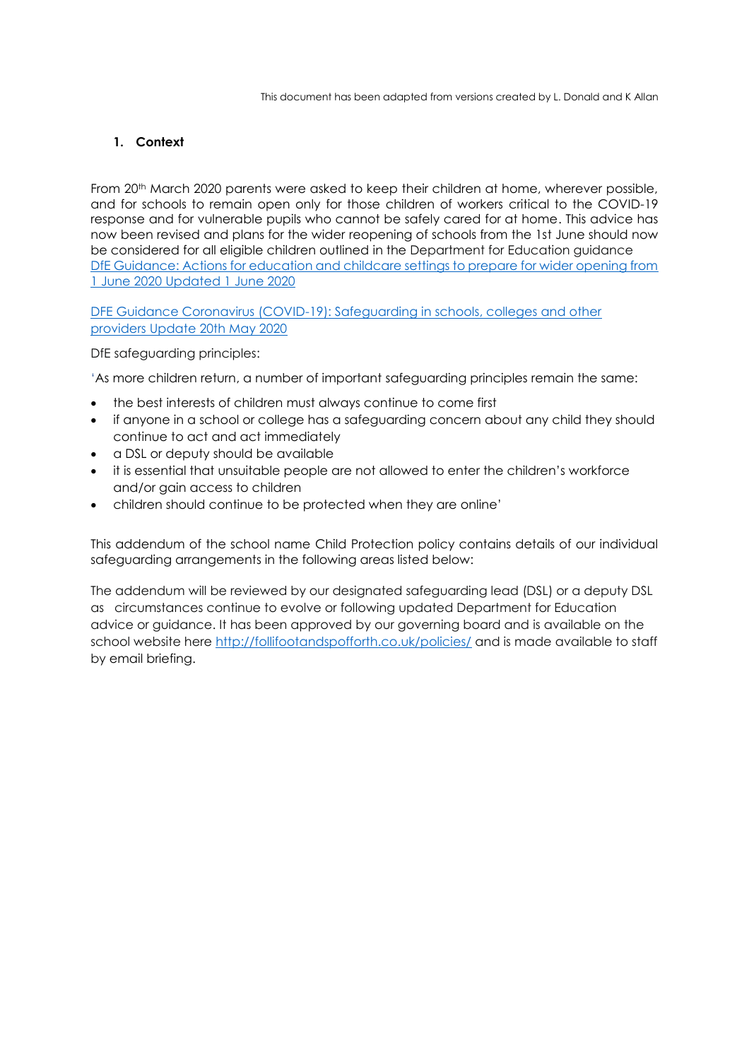This document has been adapted from versions created by L. Donald and K Allan

## 1. Context

From 20th March 2020 parents were asked to keep their children at home, wherever possible, and for schools to remain open only for those children of workers critical to the COVID-19 response and for vulnerable pupils who cannot be safely cared for at home. This advice has now been revised and plans for the wider reopening of schools from the 1st June should now be considered for all eligible children outlined in the Department for Education guidance DfE Guidance: Actions for education and childcare settings to prepare for wider opening from 1 June 2020 Updated 1 June 2020

DFE Guidance Coronavirus (COVID-19): Safeguarding in schools, colleges and other providers Update 20th May 2020

DfE safeguarding principles:

'As more children return, a number of important safeguarding principles remain the same:

- the best interests of children must always continue to come first
- if anyone in a school or college has a safeguarding concern about any child they should continue to act and act immediately
- a DSL or deputy should be available
- it is essential that unsuitable people are not allowed to enter the children's workforce and/or gain access to children
- children should continue to be protected when they are online'

This addendum of the school name Child Protection policy contains details of our individual safeguarding arrangements in the following areas listed below:

The addendum will be reviewed by our designated safeguarding lead (DSL) or a deputy DSL as circumstances continue to evolve or following updated Department for Education advice or guidance. It has been approved by our governing board and is available on the school website here http://follifootandspofforth.co.uk/policies/ and is made available to staff by email briefing.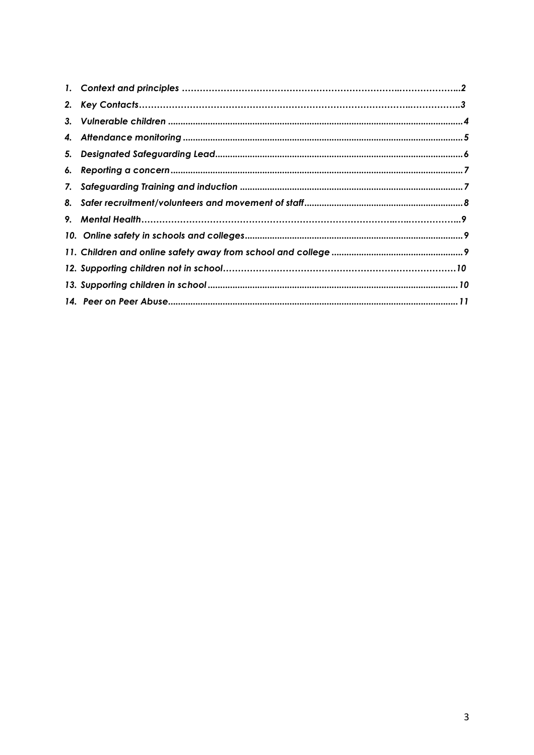1. *Context and principles* ...................................................................................2
2. *Key Contacts*...........................................................................................3
3. *Vulnerable children* ....................................................................................4
4. *Attendance monitoring* ..................................................................................5
5. *Designated Safeguarding Lead*............................................................................6
6. *Reporting a concern*....................................................................................7
7. *Safeguarding Training and induction* ...................................................................7
8. *Safer recruitment/volunteers and movement of staff*.....................................................8
9. *Mental Health*..........................................................................................9
10. *Online safety in schools and colleges*.................................................................9
11. *Children and online safety away from school and college* ..............................................9
12. *Supporting children not in school*.....................................................................10
13. *Supporting children in school*.........................................................................10
14. *Peer on Peer Abuse*....................................................................................11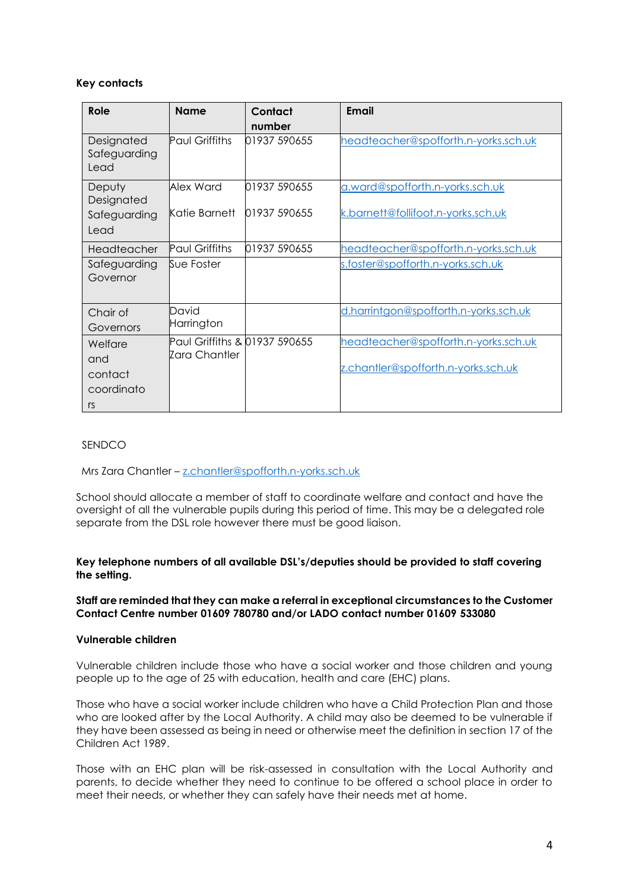**Key contacts**

| Role | Name | Contact number | Email |
|---|---|---|---|
| Designated Safeguarding Lead | Paul Griffiths | 01937 590655 | headteacher@spofforth.n-yorks.sch.uk |
| Deputy Designated Safeguarding Lead | Alex Ward<br><br>Katie Barnett | 01937 590655<br><br>01937 590655 | a.ward@spofforth.n-yorks.sch.uk<br><br>k.barnett@follifoot.n-yorks.sch.uk |
| Headteacher | Paul Griffiths | 01937 590655 | headteacher@spofforth.n-yorks.sch.uk |
| Safeguarding Governor | Sue Foster | | s.foster@spofforth.n-yorks.sch.uk |
| Chair of Governors | David Harrington | | d.harrintgon@spofforth.n-yorks.sch.uk |
| Welfare and contact coordinators | Paul Griffiths & Zara Chantler | 01937 590655 | headteacher@spofforth.n-yorks.sch.uk<br><br>z.chantler@spofforth.n-yorks.sch.uk |

SENDCO

Mrs Zara Chantler – z.chantler@spofforth.n-yorks.sch.uk

School should allocate a member of staff to coordinate welfare and contact and have the oversight of all the vulnerable pupils during this period of time. This may be a delegated role separate from the DSL role however there must be good liaison.

**Key telephone numbers of all available DSL's/deputies should be provided to staff covering the setting.**

**Staff are reminded that they can make a referral in exceptional circumstances to the Customer Contact Centre number 01609 780780 and/or LADO contact number 01609 533080**

**Vulnerable children**

Vulnerable children include those who have a social worker and those children and young people up to the age of 25 with education, health and care (EHC) plans.

Those who have a social worker include children who have a Child Protection Plan and those who are looked after by the Local Authority. A child may also be deemed to be vulnerable if they have been assessed as being in need or otherwise meet the definition in section 17 of the Children Act 1989.

Those with an EHC plan will be risk-assessed in consultation with the Local Authority and parents, to decide whether they need to continue to be offered a school place in order to meet their needs, or whether they can safely have their needs met at home.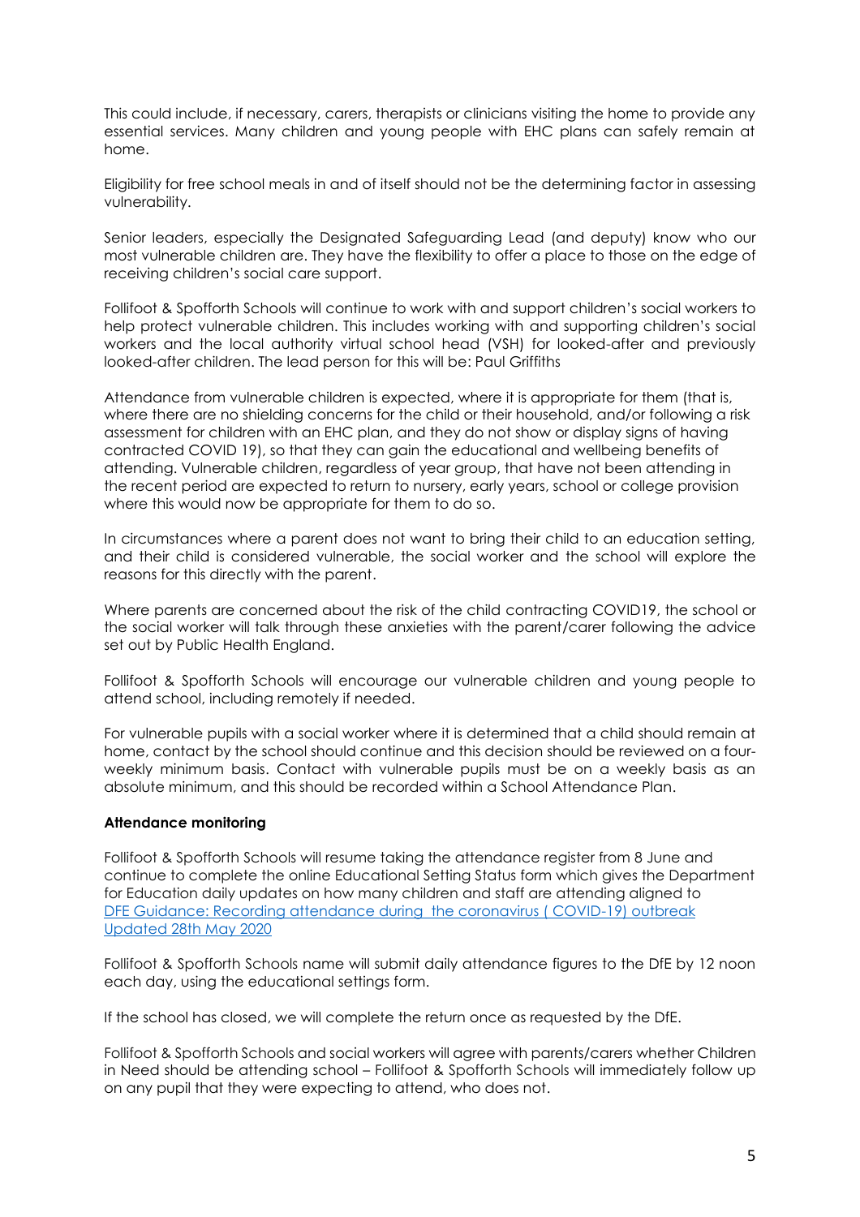This could include, if necessary, carers, therapists or clinicians visiting the home to provide any essential services. Many children and young people with EHC plans can safely remain at home.

Eligibility for free school meals in and of itself should not be the determining factor in assessing vulnerability.

Senior leaders, especially the Designated Safeguarding Lead (and deputy) know who our most vulnerable children are. They have the flexibility to offer a place to those on the edge of receiving children's social care support.

Follifoot & Spofforth Schools will continue to work with and support children's social workers to help protect vulnerable children. This includes working with and supporting children's social workers and the local authority virtual school head (VSH) for looked-after and previously looked-after children. The lead person for this will be: Paul Griffiths

Attendance from vulnerable children is expected, where it is appropriate for them (that is, where there are no shielding concerns for the child or their household, and/or following a risk assessment for children with an EHC plan, and they do not show or display signs of having contracted COVID 19), so that they can gain the educational and wellbeing benefits of attending. Vulnerable children, regardless of year group, that have not been attending in the recent period are expected to return to nursery, early years, school or college provision where this would now be appropriate for them to do so.

In circumstances where a parent does not want to bring their child to an education setting, and their child is considered vulnerable, the social worker and the school will explore the reasons for this directly with the parent.

Where parents are concerned about the risk of the child contracting COVID19, the school or the social worker will talk through these anxieties with the parent/carer following the advice set out by Public Health England.

Follifoot & Spofforth Schools will encourage our vulnerable children and young people to attend school, including remotely if needed.

For vulnerable pupils with a social worker where it is determined that a child should remain at home, contact by the school should continue and this decision should be reviewed on a four-weekly minimum basis. Contact with vulnerable pupils must be on a weekly basis as an absolute minimum, and this should be recorded within a School Attendance Plan.

**Attendance monitoring**

Follifoot & Spofforth Schools will resume taking the attendance register from 8 June and continue to complete the online Educational Setting Status form which gives the Department for Education daily updates on how many children and staff are attending aligned to DFE Guidance: Recording attendance during the coronavirus ( COVID-19) outbreak Updated 28th May 2020

Follifoot & Spofforth Schools name will submit daily attendance figures to the DfE by 12 noon each day, using the educational settings form.

If the school has closed, we will complete the return once as requested by the DfE.

Follifoot & Spofforth Schools and social workers will agree with parents/carers whether Children in Need should be attending school – Follifoot & Spofforth Schools will immediately follow up on any pupil that they were expecting to attend, who does not.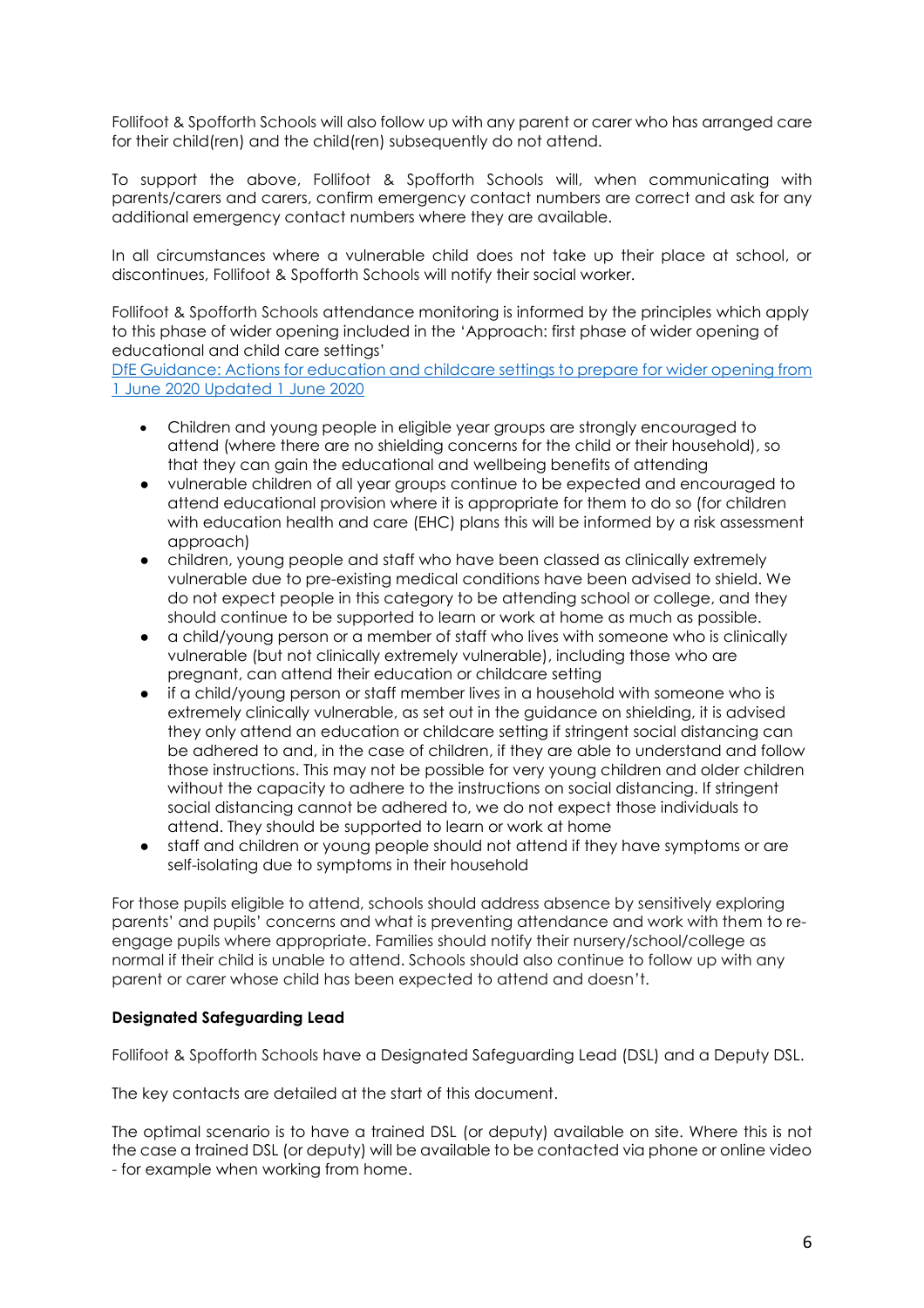Follifoot & Spofforth Schools will also follow up with any parent or carer who has arranged care for their child(ren) and the child(ren) subsequently do not attend.

To support the above, Follifoot & Spofforth Schools will, when communicating with parents/carers and carers, confirm emergency contact numbers are correct and ask for any additional emergency contact numbers where they are available.

In all circumstances where a vulnerable child does not take up their place at school, or discontinues, Follifoot & Spofforth Schools will notify their social worker.

Follifoot & Spofforth Schools attendance monitoring is informed by the principles which apply to this phase of wider opening included in the 'Approach: first phase of wider opening of educational and child care settings'
DfE Guidance: Actions for education and childcare settings to prepare for wider opening from 1 June 2020 Updated 1 June 2020

- Children and young people in eligible year groups are strongly encouraged to attend (where there are no shielding concerns for the child or their household), so that they can gain the educational and wellbeing benefits of attending
- vulnerable children of all year groups continue to be expected and encouraged to attend educational provision where it is appropriate for them to do so (for children with education health and care (EHC) plans this will be informed by a risk assessment approach)
- children, young people and staff who have been classed as clinically extremely vulnerable due to pre-existing medical conditions have been advised to shield. We do not expect people in this category to be attending school or college, and they should continue to be supported to learn or work at home as much as possible.
- a child/young person or a member of staff who lives with someone who is clinically vulnerable (but not clinically extremely vulnerable), including those who are pregnant, can attend their education or childcare setting
- if a child/young person or staff member lives in a household with someone who is extremely clinically vulnerable, as set out in the guidance on shielding, it is advised they only attend an education or childcare setting if stringent social distancing can be adhered to and, in the case of children, if they are able to understand and follow those instructions. This may not be possible for very young children and older children without the capacity to adhere to the instructions on social distancing. If stringent social distancing cannot be adhered to, we do not expect those individuals to attend. They should be supported to learn or work at home
- staff and children or young people should not attend if they have symptoms or are self-isolating due to symptoms in their household

For those pupils eligible to attend, schools should address absence by sensitively exploring parents' and pupils' concerns and what is preventing attendance and work with them to re-engage pupils where appropriate. Families should notify their nursery/school/college as normal if their child is unable to attend. Schools should also continue to follow up with any parent or carer whose child has been expected to attend and doesn't.

**Designated Safeguarding Lead**

Follifoot & Spofforth Schools have a Designated Safeguarding Lead (DSL) and a Deputy DSL.

The key contacts are detailed at the start of this document.

The optimal scenario is to have a trained DSL (or deputy) available on site. Where this is not the case a trained DSL (or deputy) will be available to be contacted via phone or online video - for example when working from home.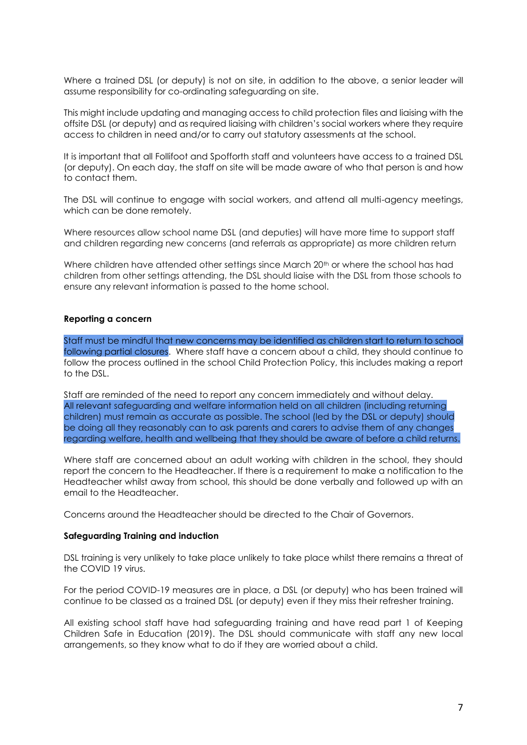Where a trained DSL (or deputy) is not on site, in addition to the above, a senior leader will assume responsibility for co-ordinating safeguarding on site.

This might include updating and managing access to child protection files and liaising with the offsite DSL (or deputy) and as required liaising with children's social workers where they require access to children in need and/or to carry out statutory assessments at the school.

It is important that all Follifoot and Spofforth staff and volunteers have access to a trained DSL (or deputy). On each day, the staff on site will be made aware of who that person is and how to contact them.

The DSL will continue to engage with social workers, and attend all multi-agency meetings, which can be done remotely.

Where resources allow school name DSL (and deputies) will have more time to support staff and children regarding new concerns (and referrals as appropriate) as more children return

Where children have attended other settings since March 20th or where the school has had children from other settings attending, the DSL should liaise with the DSL from those schools to ensure any relevant information is passed to the home school.

**Reporting a concern**

Staff must be mindful that new concerns may be identified as children start to return to school following partial closures. Where staff have a concern about a child, they should continue to follow the process outlined in the school Child Protection Policy, this includes making a report to the DSL.

Staff are reminded of the need to report any concern immediately and without delay. All relevant safeguarding and welfare information held on all children (including returning children) must remain as accurate as possible. The school (led by the DSL or deputy) should be doing all they reasonably can to ask parents and carers to advise them of any changes regarding welfare, health and wellbeing that they should be aware of before a child returns.

Where staff are concerned about an adult working with children in the school, they should report the concern to the Headteacher. If there is a requirement to make a notification to the Headteacher whilst away from school, this should be done verbally and followed up with an email to the Headteacher.

Concerns around the Headteacher should be directed to the Chair of Governors.

**Safeguarding Training and induction**

DSL training is very unlikely to take place unlikely to take place whilst there remains a threat of the COVID 19 virus.

For the period COVID-19 measures are in place, a DSL (or deputy) who has been trained will continue to be classed as a trained DSL (or deputy) even if they miss their refresher training.

All existing school staff have had safeguarding training and have read part 1 of Keeping Children Safe in Education (2019). The DSL should communicate with staff any new local arrangements, so they know what to do if they are worried about a child.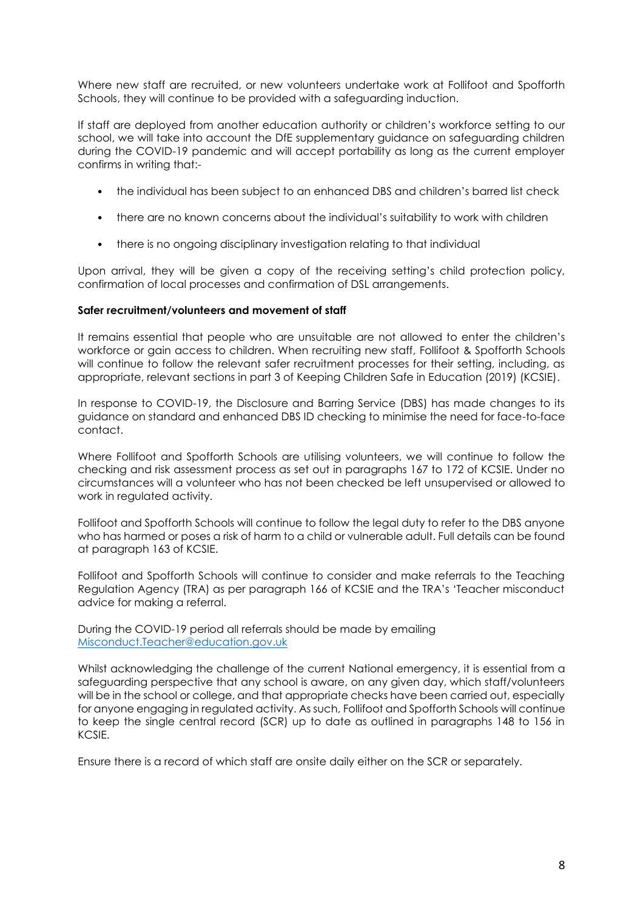Where new staff are recruited, or new volunteers undertake work at Follifoot and Spofforth Schools, they will continue to be provided with a safeguarding induction.

If staff are deployed from another education authority or children's workforce setting to our school, we will take into account the DfE supplementary guidance on safeguarding children during the COVID-19 pandemic and will accept portability as long as the current employer confirms in writing that:-

- the individual has been subject to an enhanced DBS and children's barred list check
- there are no known concerns about the individual's suitability to work with children
- there is no ongoing disciplinary investigation relating to that individual

Upon arrival, they will be given a copy of the receiving setting's child protection policy, confirmation of local processes and confirmation of DSL arrangements.

**Safer recruitment/volunteers and movement of staff**

It remains essential that people who are unsuitable are not allowed to enter the children's workforce or gain access to children. When recruiting new staff, Follifoot & Spofforth Schools will continue to follow the relevant safer recruitment processes for their setting, including, as appropriate, relevant sections in part 3 of Keeping Children Safe in Education (2019) (KCSIE).

In response to COVID-19, the Disclosure and Barring Service (DBS) has made changes to its guidance on standard and enhanced DBS ID checking to minimise the need for face-to-face contact.

Where Follifoot and Spofforth Schools are utilising volunteers, we will continue to follow the checking and risk assessment process as set out in paragraphs 167 to 172 of KCSIE. Under no circumstances will a volunteer who has not been checked be left unsupervised or allowed to work in regulated activity.

Follifoot and Spofforth Schools will continue to follow the legal duty to refer to the DBS anyone who has harmed or poses a risk of harm to a child or vulnerable adult. Full details can be found at paragraph 163 of KCSIE.

Follifoot and Spofforth Schools will continue to consider and make referrals to the Teaching Regulation Agency (TRA) as per paragraph 166 of KCSIE and the TRA's 'Teacher misconduct advice for making a referral.

During the COVID-19 period all referrals should be made by emailing [Misconduct.Teacher@education.gov.uk](mailto:Misconduct.Teacher@education.gov.uk)

Whilst acknowledging the challenge of the current National emergency, it is essential from a safeguarding perspective that any school is aware, on any given day, which staff/volunteers will be in the school or college, and that appropriate checks have been carried out, especially for anyone engaging in regulated activity. As such, Follifoot and Spofforth Schools will continue to keep the single central record (SCR) up to date as outlined in paragraphs 148 to 156 in KCSIE.

Ensure there is a record of which staff are onsite daily either on the SCR or separately.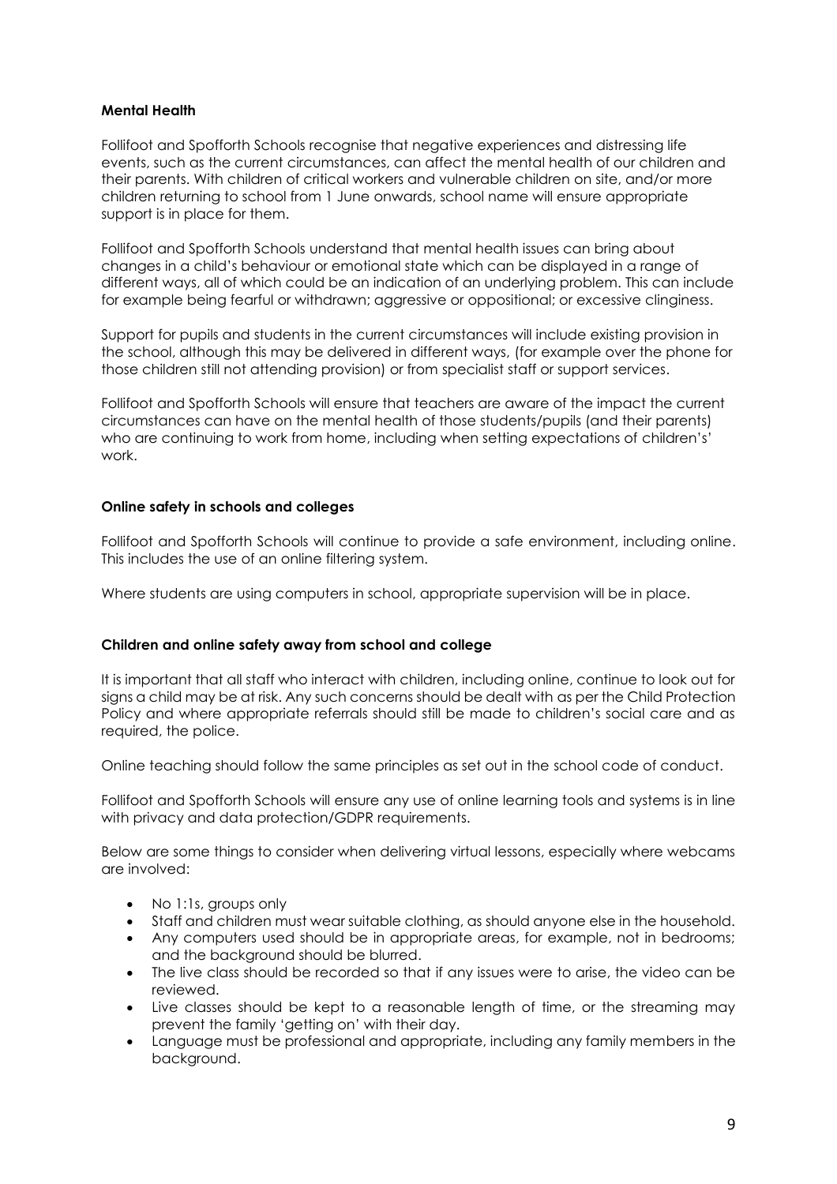**Mental Health**

Follifoot and Spofforth Schools recognise that negative experiences and distressing life events, such as the current circumstances, can affect the mental health of our children and their parents. With children of critical workers and vulnerable children on site, and/or more children returning to school from 1 June onwards, school name will ensure appropriate support is in place for them.

Follifoot and Spofforth Schools understand that mental health issues can bring about changes in a child's behaviour or emotional state which can be displayed in a range of different ways, all of which could be an indication of an underlying problem. This can include for example being fearful or withdrawn; aggressive or oppositional; or excessive clinginess.

Support for pupils and students in the current circumstances will include existing provision in the school, although this may be delivered in different ways, (for example over the phone for those children still not attending provision) or from specialist staff or support services.

Follifoot and Spofforth Schools will ensure that teachers are aware of the impact the current circumstances can have on the mental health of those students/pupils (and their parents) who are continuing to work from home, including when setting expectations of children's' work.

**Online safety in schools and colleges**

Follifoot and Spofforth Schools will continue to provide a safe environment, including online. This includes the use of an online filtering system.

Where students are using computers in school, appropriate supervision will be in place.

**Children and online safety away from school and college**

It is important that all staff who interact with children, including online, continue to look out for signs a child may be at risk. Any such concerns should be dealt with as per the Child Protection Policy and where appropriate referrals should still be made to children's social care and as required, the police.

Online teaching should follow the same principles as set out in the school code of conduct.

Follifoot and Spofforth Schools will ensure any use of online learning tools and systems is in line with privacy and data protection/GDPR requirements.

Below are some things to consider when delivering virtual lessons, especially where webcams are involved:

- No 1:1s, groups only
- Staff and children must wear suitable clothing, as should anyone else in the household.
- Any computers used should be in appropriate areas, for example, not in bedrooms; and the background should be blurred.
- The live class should be recorded so that if any issues were to arise, the video can be reviewed.
- Live classes should be kept to a reasonable length of time, or the streaming may prevent the family 'getting on' with their day.
- Language must be professional and appropriate, including any family members in the background.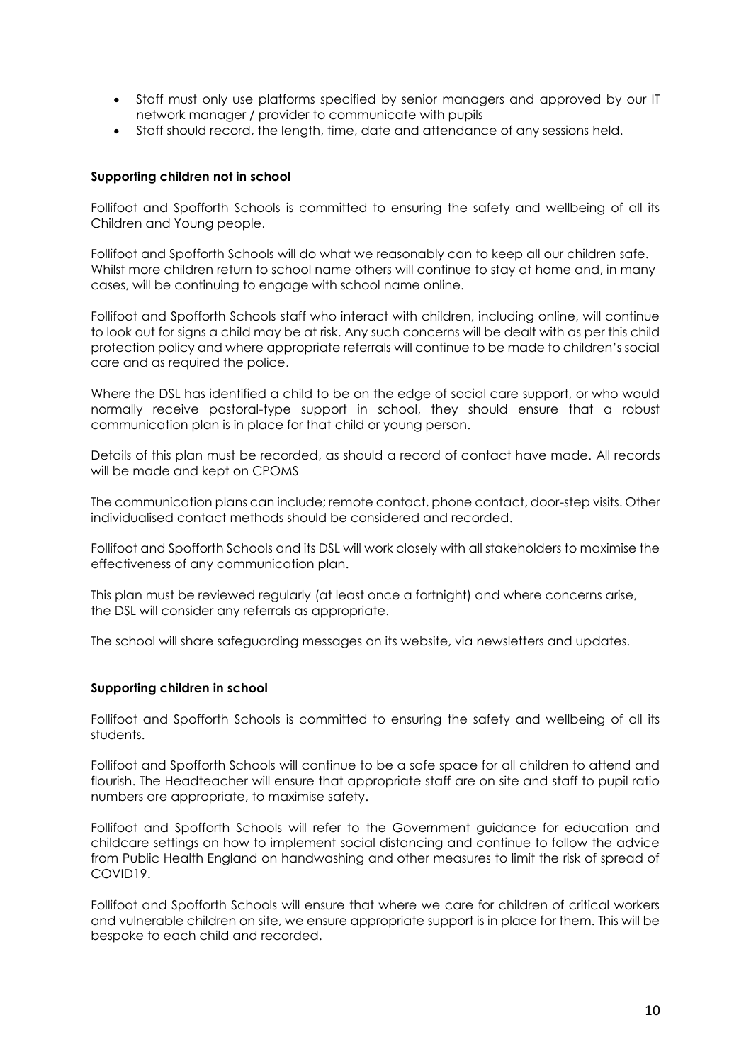- Staff must only use platforms specified by senior managers and approved by our IT network manager / provider to communicate with pupils
- Staff should record, the length, time, date and attendance of any sessions held.

**Supporting children not in school**

Follifoot and Spofforth Schools is committed to ensuring the safety and wellbeing of all its Children and Young people.

Follifoot and Spofforth Schools will do what we reasonably can to keep all our children safe. Whilst more children return to school name others will continue to stay at home and, in many cases, will be continuing to engage with school name online.

Follifoot and Spofforth Schools staff who interact with children, including online, will continue to look out for signs a child may be at risk. Any such concerns will be dealt with as per this child protection policy and where appropriate referrals will continue to be made to children's social care and as required the police.

Where the DSL has identified a child to be on the edge of social care support, or who would normally receive pastoral-type support in school, they should ensure that a robust communication plan is in place for that child or young person.

Details of this plan must be recorded, as should a record of contact have made. All records will be made and kept on CPOMS

The communication plans can include; remote contact, phone contact, door-step visits. Other individualised contact methods should be considered and recorded.

Follifoot and Spofforth Schools and its DSL will work closely with all stakeholders to maximise the effectiveness of any communication plan.

This plan must be reviewed regularly (at least once a fortnight) and where concerns arise, the DSL will consider any referrals as appropriate.

The school will share safeguarding messages on its website, via newsletters and updates.

**Supporting children in school**

Follifoot and Spofforth Schools is committed to ensuring the safety and wellbeing of all its students.

Follifoot and Spofforth Schools will continue to be a safe space for all children to attend and flourish. The Headteacher will ensure that appropriate staff are on site and staff to pupil ratio numbers are appropriate, to maximise safety.

Follifoot and Spofforth Schools will refer to the Government guidance for education and childcare settings on how to implement social distancing and continue to follow the advice from Public Health England on handwashing and other measures to limit the risk of spread of COVID19.

Follifoot and Spofforth Schools will ensure that where we care for children of critical workers and vulnerable children on site, we ensure appropriate support is in place for them. This will be bespoke to each child and recorded.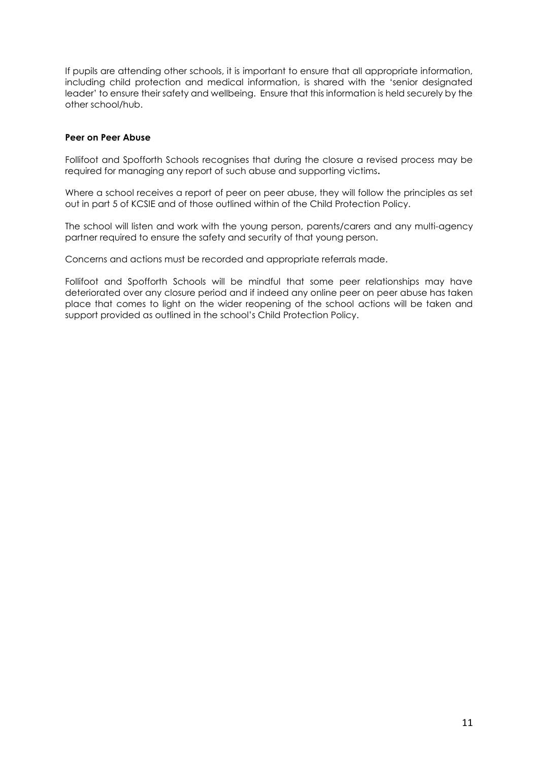If pupils are attending other schools, it is important to ensure that all appropriate information, including child protection and medical information, is shared with the 'senior designated leader' to ensure their safety and wellbeing. Ensure that this information is held securely by the other school/hub.

**Peer on Peer Abuse**

Follifoot and Spofforth Schools recognises that during the closure a revised process may be required for managing any report of such abuse and supporting victims**.**

Where a school receives a report of peer on peer abuse, they will follow the principles as set out in part 5 of KCSIE and of those outlined within of the Child Protection Policy.

The school will listen and work with the young person, parents/carers and any multi-agency partner required to ensure the safety and security of that young person.

Concerns and actions must be recorded and appropriate referrals made.

Follifoot and Spofforth Schools will be mindful that some peer relationships may have deteriorated over any closure period and if indeed any online peer on peer abuse has taken place that comes to light on the wider reopening of the school actions will be taken and support provided as outlined in the school's Child Protection Policy.